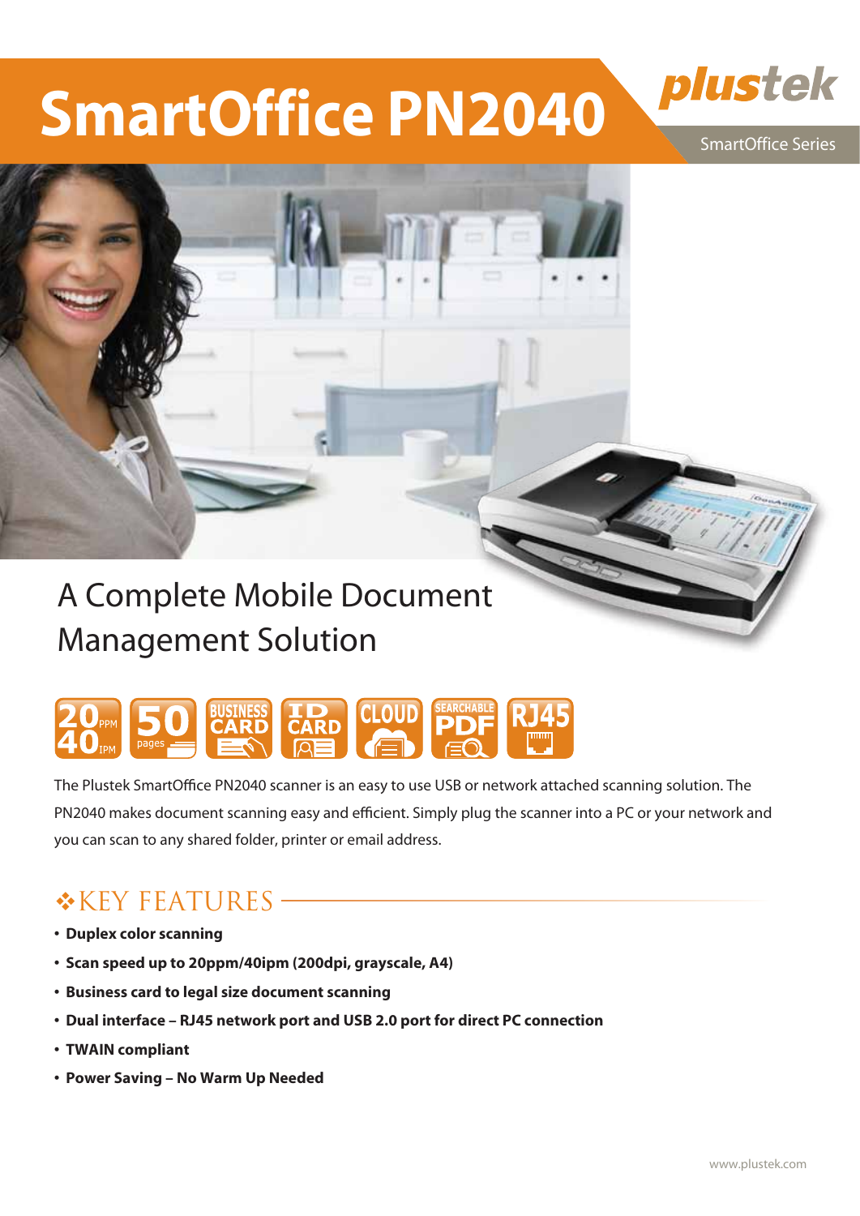# SmartOffice PN2040

plustek

SmartOffice Series

## A Complete Mobile Document Management Solution

20 PPM 40 IPM | 50 pages | BUSINESS CARD | ID CARD | CLOUD | SEARCHABLE PDF | RJ45

The Plustek SmartOffice PN2040 scanner is an easy to use USB or network attached scanning solution. The PN2040 makes document scanning easy and efficient. Simply plug the scanner into a PC or your network and you can scan to any shared folder, printer or email address.

## ❖KEY FEATURES

- **Duplex color scanning**
- **Scan speed up to 20ppm/40ipm (200dpi, grayscale, A4)**
- **Business card to legal size document scanning**
- **Dual interface – RJ45 network port and USB 2.0 port for direct PC connection**
- **TWAIN compliant**
- **Power Saving – No Warm Up Needed**

www.plustek.com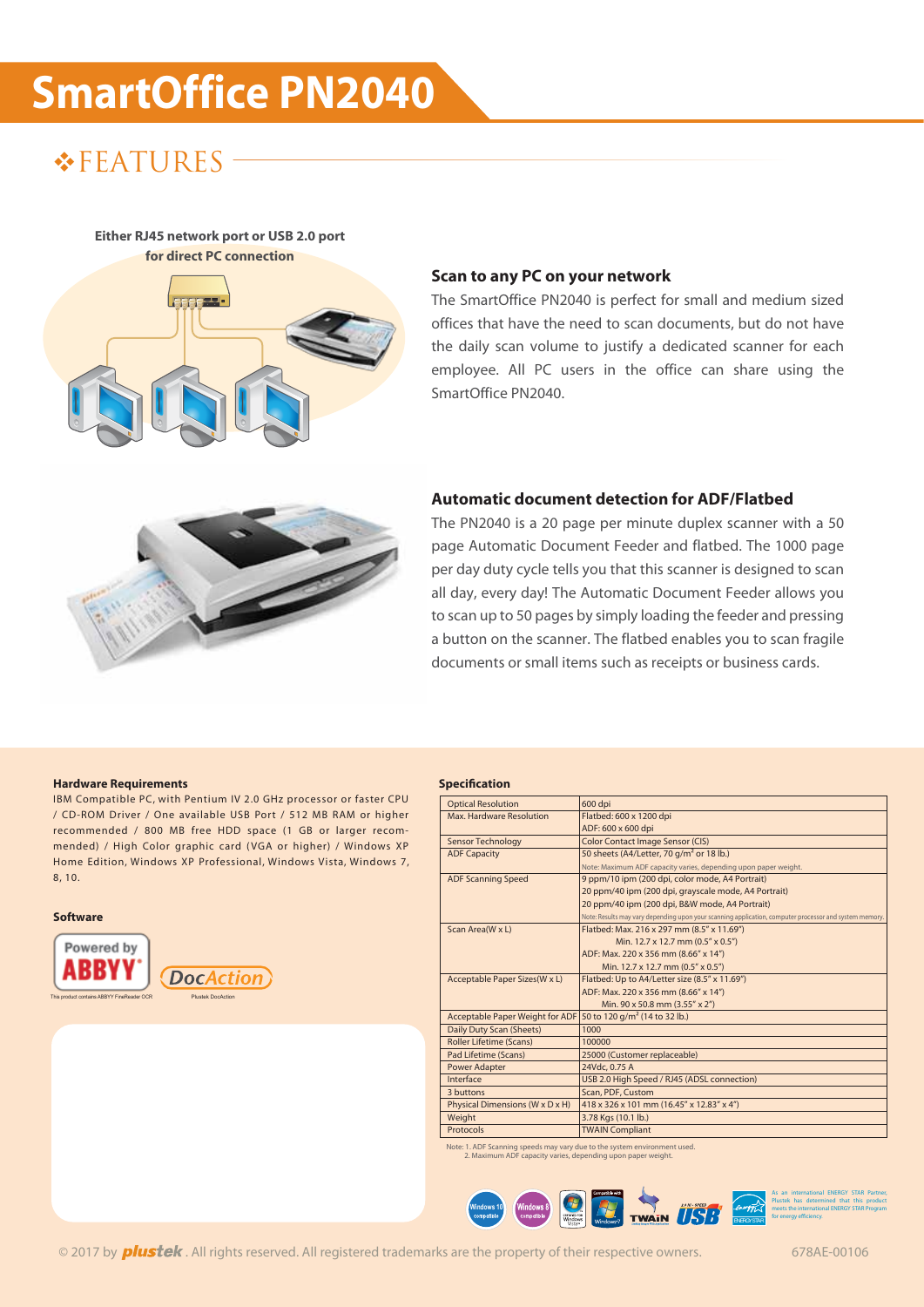# SmartOffice PN2040

## ❖FEATURES

Either RJ45 network port or USB 2.0 port for direct PC connection

### Scan to any PC on your network

The SmartOffice PN2040 is perfect for small and medium sized offices that have the need to scan documents, but do not have the daily scan volume to justify a dedicated scanner for each employee. All PC users in the office can share using the SmartOffice PN2040.

### Automatic document detection for ADF/Flatbed

The PN2040 is a 20 page per minute duplex scanner with a 50 page Automatic Document Feeder and flatbed. The 1000 page per day duty cycle tells you that this scanner is designed to scan all day, every day! The Automatic Document Feeder allows you to scan up to 50 pages by simply loading the feeder and pressing a button on the scanner. The flatbed enables you to scan fragile documents or small items such as receipts or business cards.

#### Hardware Requirements

IBM Compatible PC, with Pentium IV 2.0 GHz processor or faster CPU / CD-ROM Driver / One available USB Port / 512 MB RAM or higher recommended / 800 MB free HDD space (1 GB or larger recommended) / High Color graphic card (VGA or higher) / Windows XP Home Edition, Windows XP Professional, Windows Vista, Windows 7, 8, 10.

#### Software

Powered by ABBYY — This product contains ABBYY FineReader OCR

DocAction — Plustek DocAction

#### Specification

| | |
|---|---|
| Optical Resolution | 600 dpi |
| Max. Hardware Resolution | Flatbed: 600 x 1200 dpi<br>ADF: 600 x 600 dpi |
| Sensor Technology | Color Contact Image Sensor (CIS) |
| ADF Capacity | 50 sheets (A4/Letter, 70 g/m² or 18 lb.)<br>Note: Maximum ADF capacity varies, depending upon paper weight. |
| ADF Scanning Speed | 9 ppm/10 ipm (200 dpi, color mode, A4 Portrait)<br>20 ppm/40 ipm (200 dpi, grayscale mode, A4 Portrait)<br>20 ppm/40 ipm (200 dpi, B&W mode, A4 Portrait)<br>Note: Results may vary depending upon your scanning application, computer processor and system memory. |
| Scan Area(W x L) | Flatbed: Max. 216 x 297 mm (8.5" x 11.69")<br>Min. 12.7 x 12.7 mm (0.5" x 0.5")<br>ADF: Max. 220 x 356 mm (8.66" x 14")<br>Min. 12.7 x 12.7 mm (0.5" x 0.5") |
| Acceptable Paper Sizes(W x L) | Flatbed: Up to A4/Letter size (8.5" x 11.69")<br>ADF: Max. 220 x 356 mm (8.66" x 14")<br>Min. 90 x 50.8 mm (3.55" x 2") |
| Acceptable Paper Weight for ADF | 50 to 120 g/m² (14 to 32 lb.) |
| Daily Duty Scan (Sheets) | 1000 |
| Roller Lifetime (Scans) | 100000 |
| Pad Lifetime (Scans) | 25000 (Customer replaceable) |
| Power Adapter | 24Vdc, 0.75 A |
| Interface | USB 2.0 High Speed / RJ45 (ADSL connection) |
| 3 buttons | Scan, PDF, Custom |
| Physical Dimensions (W x D x H) | 418 x 326 x 101 mm (16.45" x 12.83" x 4") |
| Weight | 3.78 Kgs (10.1 lb.) |
| Protocols | TWAIN Compliant |

Note: 1. ADF Scanning speeds may vary due to the system environment used.
2. Maximum ADF capacity varies, depending upon paper weight.

As an international ENERGY STAR Partner, Plustek has determined that this product meets the international ENERGY STAR Program for energy efficiency.

© 2017 by plustek. All rights reserved. All registered trademarks are the property of their respective owners.

678AE-00106